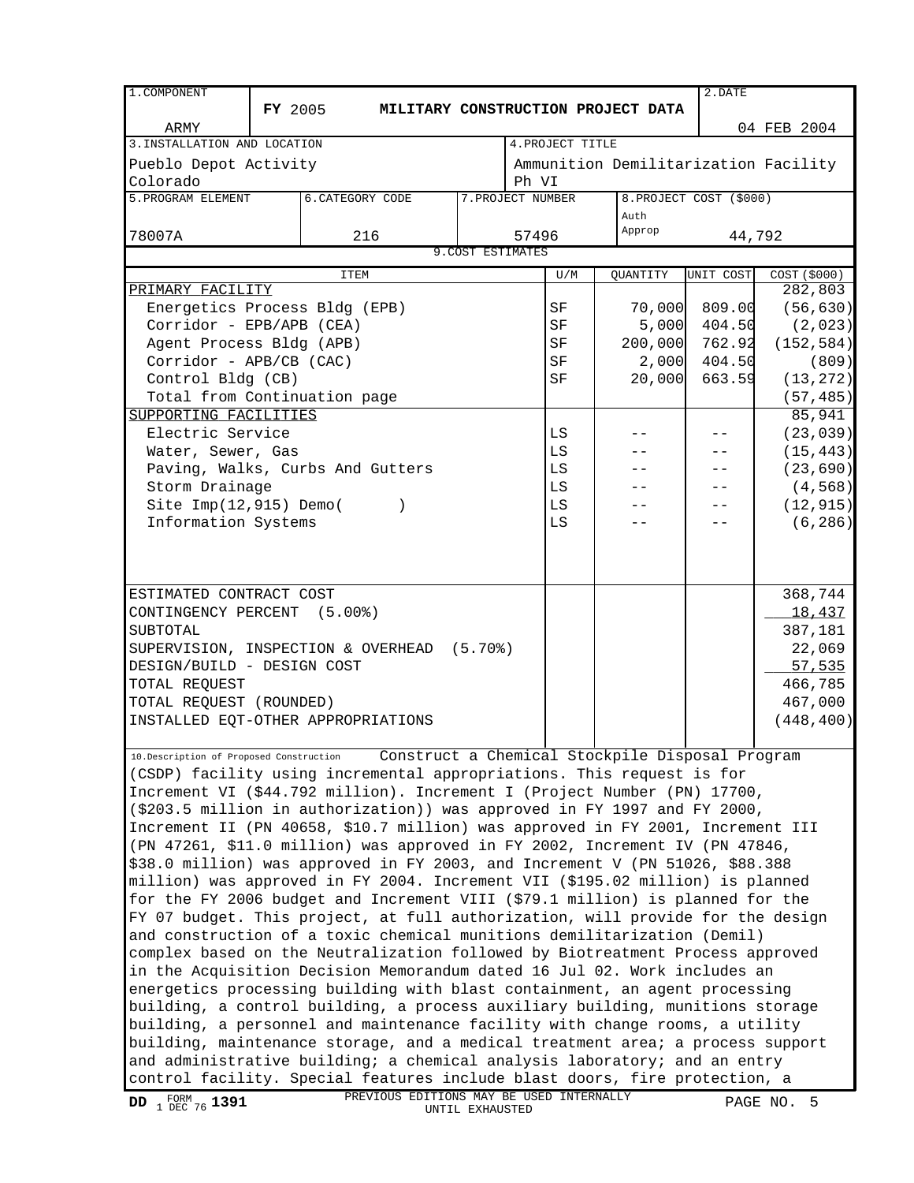| 1.COMPONENT ARMY | FY 2005 MILITARY CONSTRUCTION PROJECT DATA | | | 2.DATE 04 FEB 2004 |
|---|---|---|---|---|
| 3.INSTALLATION AND LOCATION Pueblo Depot Activity Colorado | | 4.PROJECT TITLE Ammunition Demilitarization Facility Ph VI | | |
| 5.PROGRAM ELEMENT 78007A | 6.CATEGORY CODE 216 | 7.PROJECT NUMBER 57496 | 8.PROJECT COST ($000) Auth Approp 44,792 | |

**9.COST ESTIMATES**

| ITEM | U/M | QUANTITY | UNIT COST | COST ($000) |
|---|---|---|---|---|
| PRIMARY FACILITY | | | | 282,803 |
| Energetics Process Bldg (EPB) | SF | 70,000 | 809.00 | (56,630) |
| Corridor - EPB/APB (CEA) | SF | 5,000 | 404.50 | (2,023) |
| Agent Process Bldg (APB) | SF | 200,000 | 762.92 | (152,584) |
| Corridor - APB/CB (CAC) | SF | 2,000 | 404.50 | (809) |
| Control Bldg (CB) | SF | 20,000 | 663.59 | (13,272) |
| Total from Continuation page | | | | (57,485) |
| SUPPORTING FACILITIES | | | | 85,941 |
| Electric Service | LS | -- | -- | (23,039) |
| Water, Sewer, Gas | LS | -- | -- | (15,443) |
| Paving, Walks, Curbs And Gutters | LS | -- | -- | (23,690) |
| Storm Drainage | LS | -- | -- | (4,568) |
| Site Imp(12,915) Demo( ) | LS | -- | -- | (12,915) |
| Information Systems | LS | -- | -- | (6,286) |
| ESTIMATED CONTRACT COST | | | | 368,744 |
| CONTINGENCY PERCENT (5.00%) | | | | 18,437 |
| SUBTOTAL | | | | 387,181 |
| SUPERVISION, INSPECTION & OVERHEAD (5.70%) | | | | 22,069 |
| DESIGN/BUILD - DESIGN COST | | | | 57,535 |
| TOTAL REQUEST | | | | 466,785 |
| TOTAL REQUEST (ROUNDED) | | | | 467,000 |
| INSTALLED EQT-OTHER APPROPRIATIONS | | | | (448,400) |

10.Description of Proposed Construction Construct a Chemical Stockpile Disposal Program (CSDP) facility using incremental appropriations. This request is for Increment VI ($44.792 million). Increment I (Project Number (PN) 17700, ($203.5 million in authorization)) was approved in FY 1997 and FY 2000, Increment II (PN 40658, $10.7 million) was approved in FY 2001, Increment III (PN 47261, $11.0 million) was approved in FY 2002, Increment IV (PN 47846, $38.0 million) was approved in FY 2003, and Increment V (PN 51026, $88.388 million) was approved in FY 2004. Increment VII ($195.02 million) is planned for the FY 2006 budget and Increment VIII ($79.1 million) is planned for the FY 07 budget. This project, at full authorization, will provide for the design and construction of a toxic chemical munitions demilitarization (Demil) complex based on the Neutralization followed by Biotreatment Process approved in the Acquisition Decision Memorandum dated 16 Jul 02. Work includes an energetics processing building with blast containment, an agent processing building, a control building, a process auxiliary building, munitions storage building, a personnel and maintenance facility with change rooms, a utility building, maintenance storage, and a medical treatment area; a process support and administrative building; a chemical analysis laboratory; and an entry control facility. Special features include blast doors, fire protection, a

DD FORM 1 DEC 76 1391 PREVIOUS EDITIONS MAY BE USED INTERNALLY UNTIL EXHAUSTED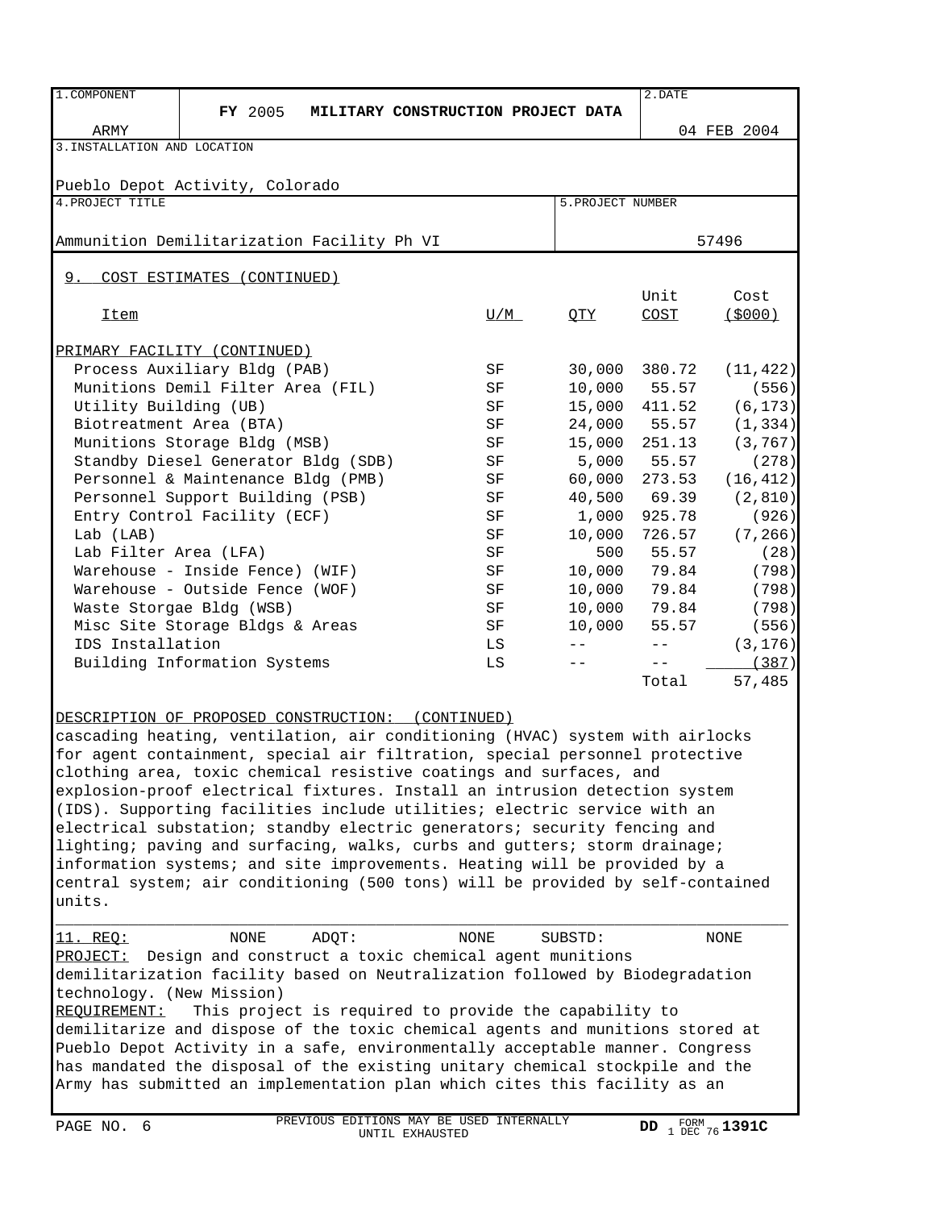| 1. COMPONENT | FY 2005 MILITARY CONSTRUCTION PROJECT DATA | 2. DATE |
|---|---|---|
| ARMY | | 04 FEB 2004 |

3. INSTALLATION AND LOCATION

Pueblo Depot Activity, Colorado

| 4. PROJECT TITLE | 5. PROJECT NUMBER |
|---|---|
| Ammunition Demilitarization Facility Ph VI | 57496 |

## 9. COST ESTIMATES (CONTINUED)

| Item | U/M | QTY | Unit COST | Cost ($000) |
|---|---|---|---|---|
| PRIMARY FACILITY (CONTINUED) | | | | |
| Process Auxiliary Bldg (PAB) | SF | 30,000 | 380.72 | (11,422) |
| Munitions Demil Filter Area (FIL) | SF | 10,000 | 55.57 | (556) |
| Utility Building (UB) | SF | 15,000 | 411.52 | (6,173) |
| Biotreatment Area (BTA) | SF | 24,000 | 55.57 | (1,334) |
| Munitions Storage Bldg (MSB) | SF | 15,000 | 251.13 | (3,767) |
| Standby Diesel Generator Bldg (SDB) | SF | 5,000 | 55.57 | (278) |
| Personnel & Maintenance Bldg (PMB) | SF | 60,000 | 273.53 | (16,412) |
| Personnel Support Building (PSB) | SF | 40,500 | 69.39 | (2,810) |
| Entry Control Facility (ECF) | SF | 1,000 | 925.78 | (926) |
| Lab (LAB) | SF | 10,000 | 726.57 | (7,266) |
| Lab Filter Area (LFA) | SF | 500 | 55.57 | (28) |
| Warehouse - Inside Fence) (WIF) | SF | 10,000 | 79.84 | (798) |
| Warehouse - Outside Fence (WOF) | SF | 10,000 | 79.84 | (798) |
| Waste Storgae Bldg (WSB) | SF | 10,000 | 79.84 | (798) |
| Misc Site Storage Bldgs & Areas | SF | 10,000 | 55.57 | (556) |
| IDS Installation | LS | -- | -- | (3,176) |
| Building Information Systems | LS | -- | -- | (387) |
| | | | Total | 57,485 |

DESCRIPTION OF PROPOSED CONSTRUCTION: (CONTINUED)
cascading heating, ventilation, air conditioning (HVAC) system with airlocks for agent containment, special air filtration, special personnel protective clothing area, toxic chemical resistive coatings and surfaces, and explosion-proof electrical fixtures. Install an intrusion detection system (IDS). Supporting facilities include utilities; electric service with an electrical substation; standby electric generators; security fencing and lighting; paving and surfacing, walks, curbs and gutters; storm drainage; information systems; and site improvements. Heating will be provided by a central system; air conditioning (500 tons) will be provided by self-contained units.

11. REQ: NONE ADQT: NONE SUBSTD: NONE

PROJECT: Design and construct a toxic chemical agent munitions demilitarization facility based on Neutralization followed by Biodegradation technology. (New Mission)

REQUIREMENT: This project is required to provide the capability to demilitarize and dispose of the toxic chemical agents and munitions stored at Pueblo Depot Activity in a safe, environmentally acceptable manner. Congress has mandated the disposal of the existing unitary chemical stockpile and the Army has submitted an implementation plan which cites this facility as an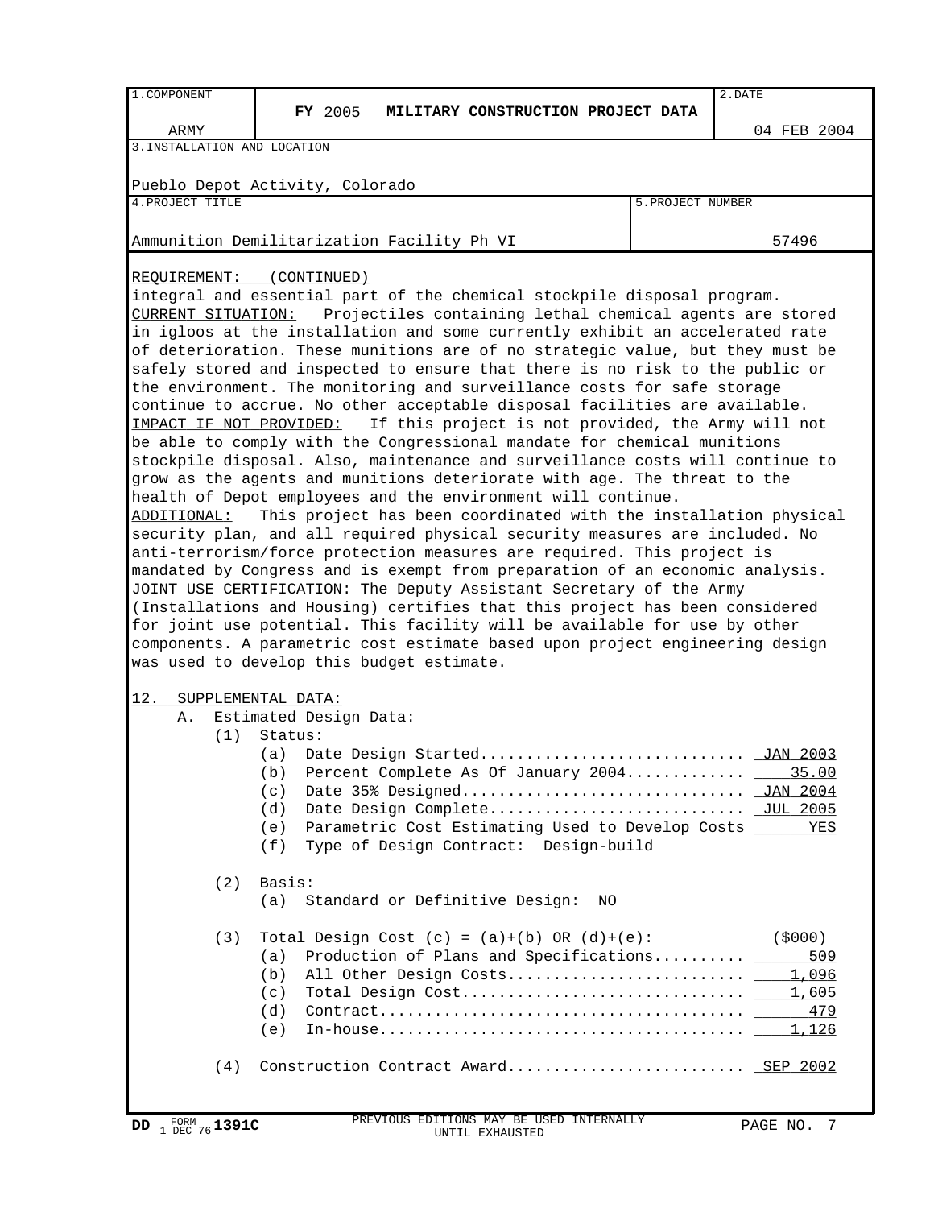| 1.COMPONENT | FY 2005 MILITARY CONSTRUCTION PROJECT DATA | 2.DATE |
|---|---|---|
| ARMY | | 04 FEB 2004 |

| 3.INSTALLATION AND LOCATION | |
|---|---|
| Pueblo Depot Activity, Colorado | |
| **4.PROJECT TITLE** | **5.PROJECT NUMBER** |
| Ammunition Demilitarization Facility Ph VI | 57496 |

REQUIREMENT: (CONTINUED)
integral and essential part of the chemical stockpile disposal program.

CURRENT SITUATION: Projectiles containing lethal chemical agents are stored in igloos at the installation and some currently exhibit an accelerated rate of deterioration. These munitions are of no strategic value, but they must be safely stored and inspected to ensure that there is no risk to the public or the environment. The monitoring and surveillance costs for safe storage continue to accrue. No other acceptable disposal facilities are available.

IMPACT IF NOT PROVIDED: If this project is not provided, the Army will not be able to comply with the Congressional mandate for chemical munitions stockpile disposal. Also, maintenance and surveillance costs will continue to grow as the agents and munitions deteriorate with age. The threat to the health of Depot employees and the environment will continue.

ADDITIONAL: This project has been coordinated with the installation physical security plan, and all required physical security measures are included. No anti-terrorism/force protection measures are required. This project is mandated by Congress and is exempt from preparation of an economic analysis.
JOINT USE CERTIFICATION: The Deputy Assistant Secretary of the Army (Installations and Housing) certifies that this project has been considered for joint use potential. This facility will be available for use by other components. A parametric cost estimate based upon project engineering design was used to develop this budget estimate.

12. SUPPLEMENTAL DATA:

A. Estimated Design Data:

(1) Status:
- (a) Date Design Started............................ JAN 2003
- (b) Percent Complete As Of January 2004............ 35.00
- (c) Date 35% Designed.............................. JAN 2004
- (d) Date Design Complete........................... JUL 2005
- (e) Parametric Cost Estimating Used to Develop Costs YES
- (f) Type of Design Contract: Design-build

(2) Basis:
- (a) Standard or Definitive Design: NO

(3) Total Design Cost (c) = (a)+(b) OR (d)+(e): ($000)
- (a) Production of Plans and Specifications.......... 509
- (b) All Other Design Costs......................... 1,096
- (c) Total Design Cost.............................. 1,605
- (d) Contract....................................... 479
- (e) In-house....................................... 1,126

(4) Construction Contract Award......................... SEP 2002

DD FORM 1 DEC 76 1391C — PREVIOUS EDITIONS MAY BE USED INTERNALLY UNTIL EXHAUSTED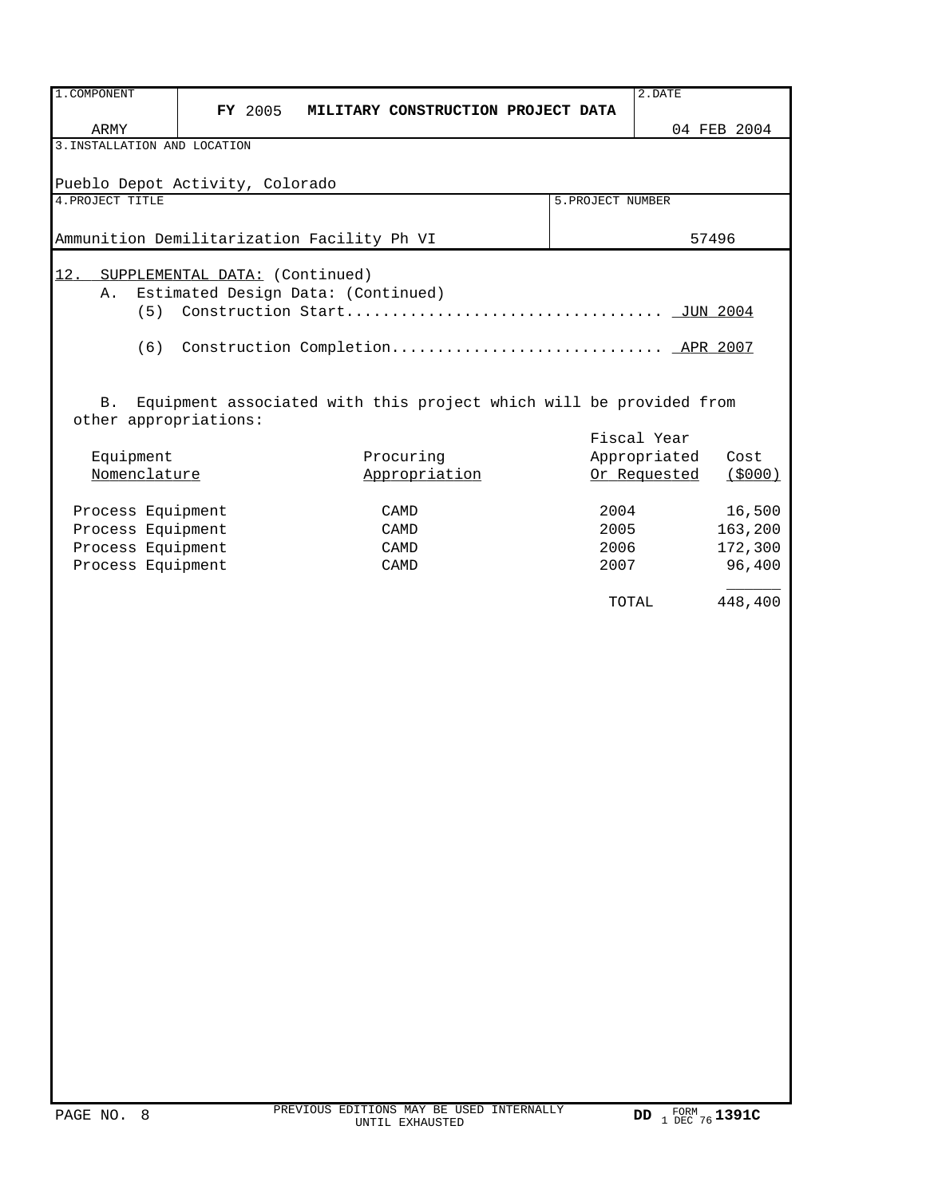| 1.COMPONENT | FY 2005 MILITARY CONSTRUCTION PROJECT DATA | 2.DATE |
|---|---|---|
| ARMY | | 04 FEB 2004 |

| 3.INSTALLATION AND LOCATION | |
|---|---|
| Pueblo Depot Activity, Colorado | |
| **4.PROJECT TITLE** | **5.PROJECT NUMBER** |
| Ammunition Demilitarization Facility Ph VI | 57496 |

12. SUPPLEMENTAL DATA: (Continued)

A. Estimated Design Data: (Continued)

(5) Construction Start.................................. JUN 2004

(6) Construction Completion............................. APR 2007

B. Equipment associated with this project which will be provided from other appropriations:

| Equipment Nomenclature | Procuring Appropriation | Fiscal Year Appropriated Or Requested | Cost ($000) |
|---|---|---|---|
| Process Equipment | CAMD | 2004 | 16,500 |
| Process Equipment | CAMD | 2005 | 163,200 |
| Process Equipment | CAMD | 2006 | 172,300 |
| Process Equipment | CAMD | 2007 | 96,400 |
| | | TOTAL | 448,400 |

PREVIOUS EDITIONS MAY BE USED INTERNALLY UNTIL EXHAUSTED

DD FORM 1 DEC 76 1391C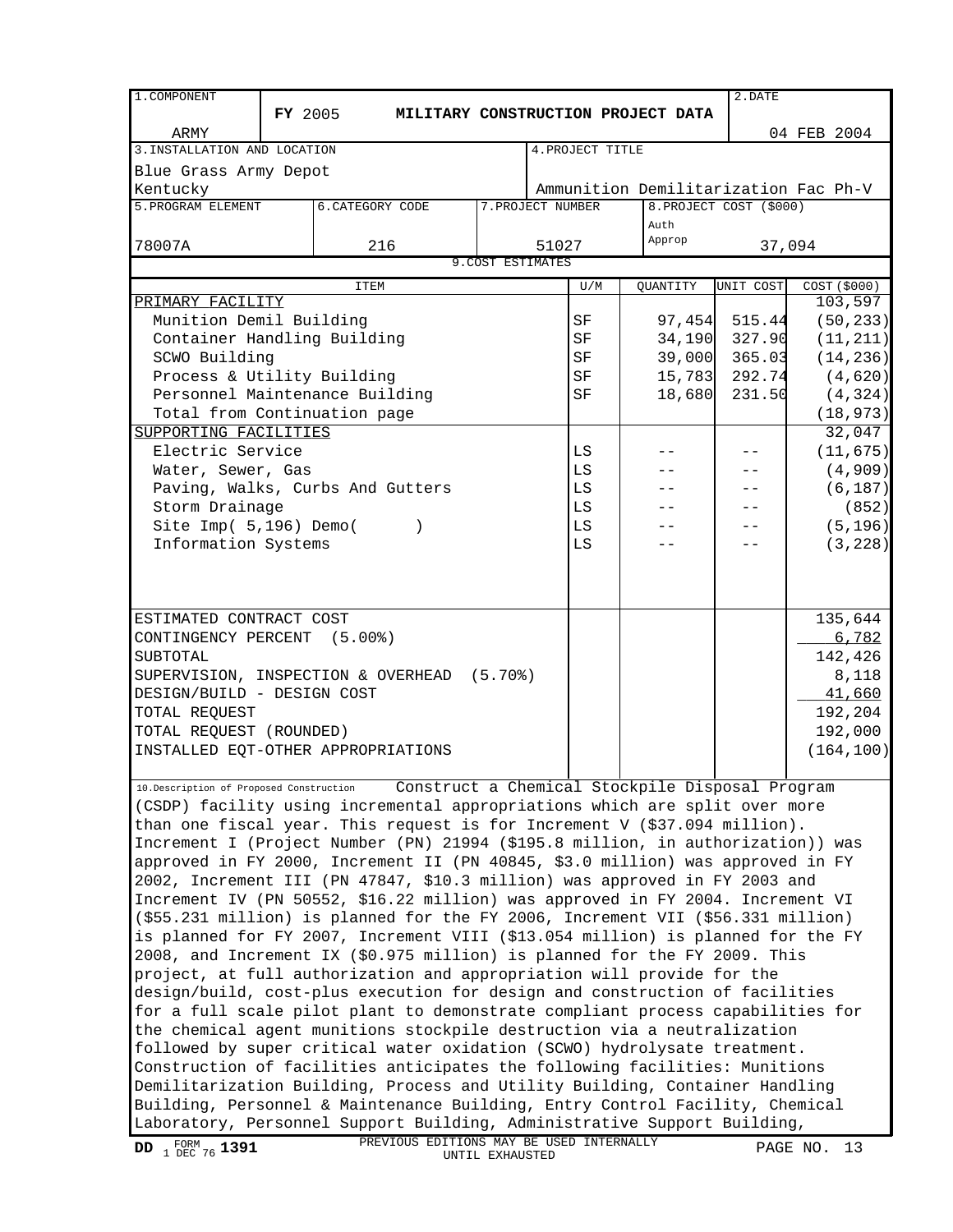| 1.COMPONENT | FY 2005 MILITARY CONSTRUCTION PROJECT DATA | | | 2.DATE |
|---|---|---|---|---|
| ARMY | | | | 04 FEB 2004 |

| 3.INSTALLATION AND LOCATION | 4.PROJECT TITLE |
|---|---|
| Blue Grass Army Depot Kentucky | Ammunition Demilitarization Fac Ph-V |

| 5.PROGRAM ELEMENT | 6.CATEGORY CODE | 7.PROJECT NUMBER | 8.PROJECT COST ($000) |
|---|---|---|---|
| 78007A | 216 | 51027 | Auth Approp 37,094 |

**9.COST ESTIMATES**

| ITEM | U/M | QUANTITY | UNIT COST | COST ($000) |
|---|---|---|---|---|
| PRIMARY FACILITY | | | | 103,597 |
| Munition Demil Building | SF | 97,454 | 515.44 | (50,233) |
| Container Handling Building | SF | 34,190 | 327.90 | (11,211) |
| SCWO Building | SF | 39,000 | 365.03 | (14,236) |
| Process & Utility Building | SF | 15,783 | 292.74 | (4,620) |
| Personnel Maintenance Building | SF | 18,680 | 231.50 | (4,324) |
| Total from Continuation page | | | | (18,973) |
| SUPPORTING FACILITIES | | | | 32,047 |
| Electric Service | LS | -- | -- | (11,675) |
| Water, Sewer, Gas | LS | -- | -- | (4,909) |
| Paving, Walks, Curbs And Gutters | LS | -- | -- | (6,187) |
| Storm Drainage | LS | -- | -- | (852) |
| Site Imp( 5,196) Demo( ) | LS | -- | -- | (5,196) |
| Information Systems | LS | -- | -- | (3,228) |
| ESTIMATED CONTRACT COST | | | | 135,644 |
| CONTINGENCY PERCENT (5.00%) | | | | 6,782 |
| SUBTOTAL | | | | 142,426 |
| SUPERVISION, INSPECTION & OVERHEAD (5.70%) | | | | 8,118 |
| DESIGN/BUILD - DESIGN COST | | | | 41,660 |
| TOTAL REQUEST | | | | 192,204 |
| TOTAL REQUEST (ROUNDED) | | | | 192,000 |
| INSTALLED EQT-OTHER APPROPRIATIONS | | | | (164,100) |

10.Description of Proposed Construction Construct a Chemical Stockpile Disposal Program (CSDP) facility using incremental appropriations which are split over more than one fiscal year. This request is for Increment V ($37.094 million). Increment I (Project Number (PN) 21994 ($195.8 million, in authorization)) was approved in FY 2000, Increment II (PN 40845, $3.0 million) was approved in FY 2002, Increment III (PN 47847, $10.3 million) was approved in FY 2003 and Increment IV (PN 50552, $16.22 million) was approved in FY 2004. Increment VI ($55.231 million) is planned for the FY 2006, Increment VII ($56.331 million) is planned for FY 2007, Increment VIII ($13.054 million) is planned for the FY 2008, and Increment IX ($0.975 million) is planned for the FY 2009. This project, at full authorization and appropriation will provide for the design/build, cost-plus execution for design and construction of facilities for a full scale pilot plant to demonstrate compliant process capabilities for the chemical agent munitions stockpile destruction via a neutralization followed by super critical water oxidation (SCWO) hydrolysate treatment. Construction of facilities anticipates the following facilities: Munitions Demilitarization Building, Process and Utility Building, Container Handling Building, Personnel & Maintenance Building, Entry Control Facility, Chemical Laboratory, Personnel Support Building, Administrative Support Building,

DD FORM 1391, 1 DEC 76 — PREVIOUS EDITIONS MAY BE USED INTERNALLY UNTIL EXHAUSTED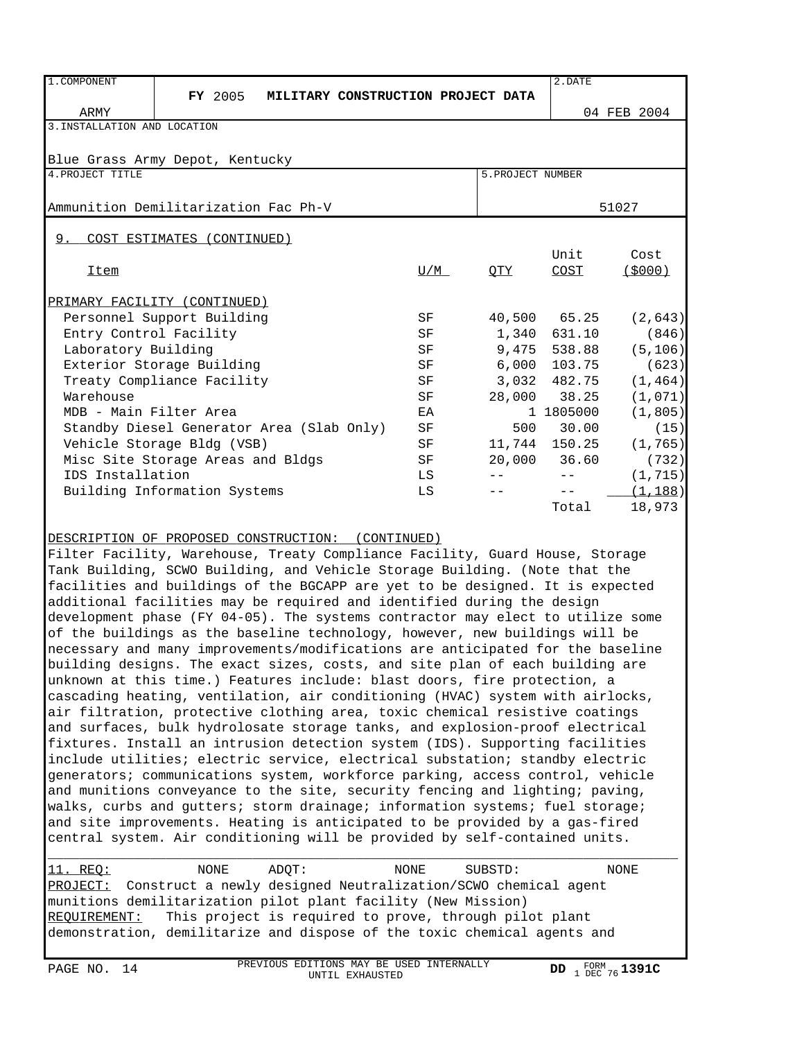| 1.COMPONENT<br>ARMY | FY 2005 MILITARY CONSTRUCTION PROJECT DATA | 2.DATE<br>04 FEB 2004 |
|---|---|---|

3.INSTALLATION AND LOCATION

Blue Grass Army Depot, Kentucky

| 4.PROJECT TITLE | 5.PROJECT NUMBER |
|---|---|
| Ammunition Demilitarization Fac Ph-V | 51027 |

## 9. COST ESTIMATES (CONTINUED)

| Item | U/M | QTY | Unit COST | Cost ($000) |
|---|---|---|---|---|
| **PRIMARY FACILITY (CONTINUED)** | | | | |
| Personnel Support Building | SF | 40,500 | 65.25 | (2,643) |
| Entry Control Facility | SF | 1,340 | 631.10 | (846) |
| Laboratory Building | SF | 9,475 | 538.88 | (5,106) |
| Exterior Storage Building | SF | 6,000 | 103.75 | (623) |
| Treaty Compliance Facility | SF | 3,032 | 482.75 | (1,464) |
| Warehouse | SF | 28,000 | 38.25 | (1,071) |
| MDB - Main Filter Area | EA | 1 | 1805000 | (1,805) |
| Standby Diesel Generator Area (Slab Only) | SF | 500 | 30.00 | (15) |
| Vehicle Storage Bldg (VSB) | SF | 11,744 | 150.25 | (1,765) |
| Misc Site Storage Areas and Bldgs | SF | 20,000 | 36.60 | (732) |
| IDS Installation | LS | -- | -- | (1,715) |
| Building Information Systems | LS | -- | -- | (1,188) |
| | | | Total | 18,973 |

DESCRIPTION OF PROPOSED CONSTRUCTION: (CONTINUED)

Filter Facility, Warehouse, Treaty Compliance Facility, Guard House, Storage Tank Building, SCWO Building, and Vehicle Storage Building. (Note that the facilities and buildings of the BGCAPP are yet to be designed. It is expected additional facilities may be required and identified during the design development phase (FY 04-05). The systems contractor may elect to utilize some of the buildings as the baseline technology, however, new buildings will be necessary and many improvements/modifications are anticipated for the baseline building designs. The exact sizes, costs, and site plan of each building are unknown at this time.) Features include: blast doors, fire protection, a cascading heating, ventilation, air conditioning (HVAC) system with airlocks, air filtration, protective clothing area, toxic chemical resistive coatings and surfaces, bulk hydrolosate storage tanks, and explosion-proof electrical fixtures. Install an intrusion detection system (IDS). Supporting facilities include utilities; electric service, electrical substation; standby electric generators; communications system, workforce parking, access control, vehicle and munitions conveyance to the site, security fencing and lighting; paving, walks, curbs and gutters; storm drainage; information systems; fuel storage; and site improvements. Heating is anticipated to be provided by a gas-fired central system. Air conditioning will be provided by self-contained units.

11. REQ: NONE ADQT: NONE SUBSTD: NONE

PROJECT: Construct a newly designed Neutralization/SCWO chemical agent munitions demilitarization pilot plant facility (New Mission)

REQUIREMENT: This project is required to prove, through pilot plant demonstration, demilitarize and dispose of the toxic chemical agents and

PREVIOUS EDITIONS MAY BE USED INTERNALLY UNTIL EXHAUSTED

DD FORM 1 DEC 76 1391C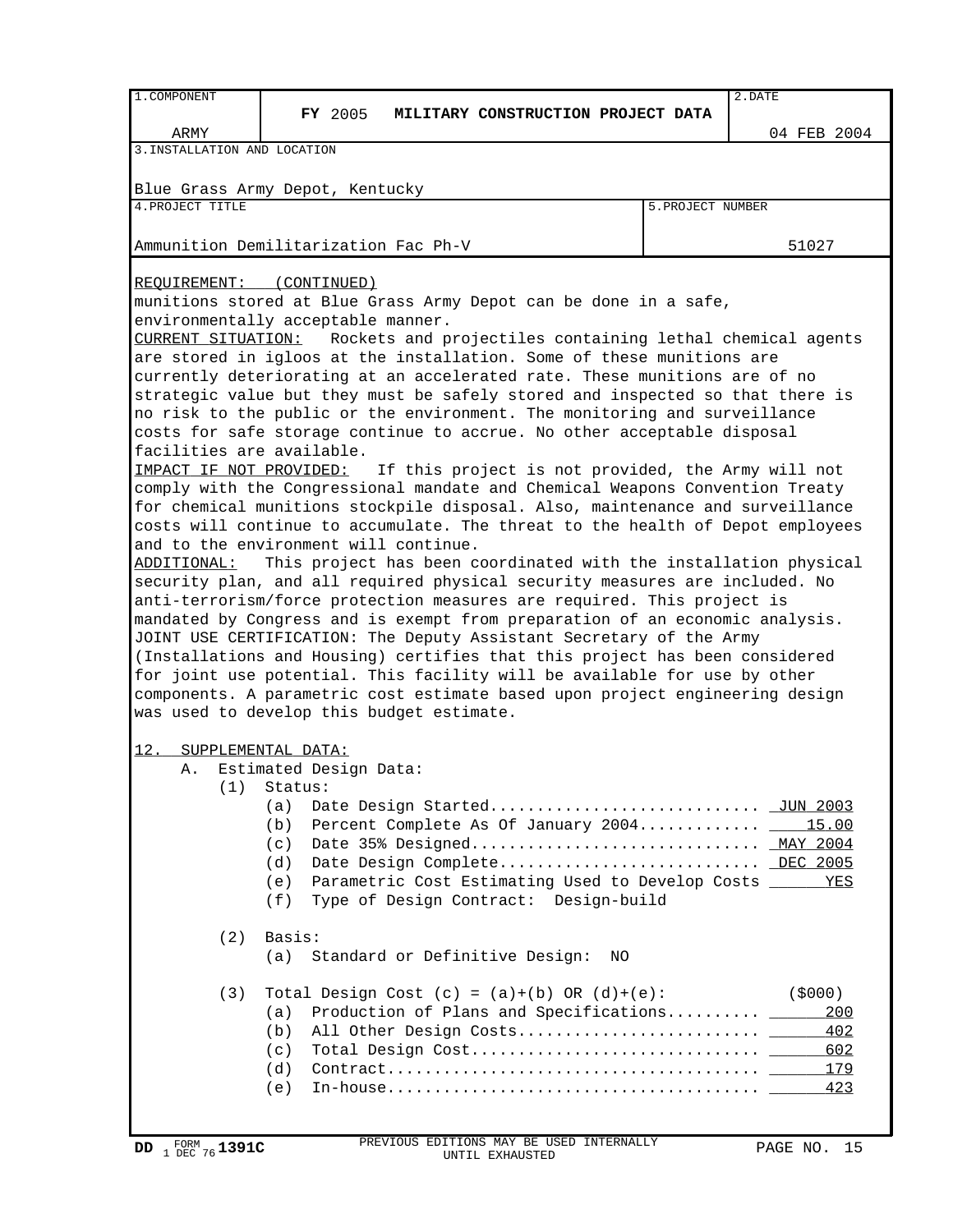| 1.COMPONENT | FY 2005 MILITARY CONSTRUCTION PROJECT DATA | 2.DATE |
|---|---|---|
| ARMY | | 04 FEB 2004 |

| 3.INSTALLATION AND LOCATION | |
|---|---|
| Blue Grass Army Depot, Kentucky | |
| **4.PROJECT TITLE** | **5.PROJECT NUMBER** |
| Ammunition Demilitarization Fac Ph-V | 51027 |

REQUIREMENT: (CONTINUED)
munitions stored at Blue Grass Army Depot can be done in a safe, environmentally acceptable manner.

CURRENT SITUATION: Rockets and projectiles containing lethal chemical agents are stored in igloos at the installation. Some of these munitions are currently deteriorating at an accelerated rate. These munitions are of no strategic value but they must be safely stored and inspected so that there is no risk to the public or the environment. The monitoring and surveillance costs for safe storage continue to accrue. No other acceptable disposal facilities are available.

IMPACT IF NOT PROVIDED: If this project is not provided, the Army will not comply with the Congressional mandate and Chemical Weapons Convention Treaty for chemical munitions stockpile disposal. Also, maintenance and surveillance costs will continue to accumulate. The threat to the health of Depot employees and to the environment will continue.

ADDITIONAL: This project has been coordinated with the installation physical security plan, and all required physical security measures are included. No anti-terrorism/force protection measures are required. This project is mandated by Congress and is exempt from preparation of an economic analysis. JOINT USE CERTIFICATION: The Deputy Assistant Secretary of the Army (Installations and Housing) certifies that this project has been considered for joint use potential. This facility will be available for use by other components. A parametric cost estimate based upon project engineering design was used to develop this budget estimate.

12. SUPPLEMENTAL DATA:

A. Estimated Design Data:

(1) Status:
- (a) Date Design Started............................ JUN 2003
- (b) Percent Complete As Of January 2004............ 15.00
- (c) Date 35% Designed.............................. MAY 2004
- (d) Date Design Complete........................... DEC 2005
- (e) Parametric Cost Estimating Used to Develop Costs YES
- (f) Type of Design Contract: Design-build

(2) Basis:
- (a) Standard or Definitive Design: NO

(3) Total Design Cost (c) = (a)+(b) OR (d)+(e): ($000)
- (a) Production of Plans and Specifications.......... 200
- (b) All Other Design Costs.......................... 402
- (c) Total Design Cost............................... 602
- (d) Contract........................................ 179
- (e) In-house........................................ 423

DD FORM 1391C, 1 DEC 76 — PREVIOUS EDITIONS MAY BE USED INTERNALLY UNTIL EXHAUSTED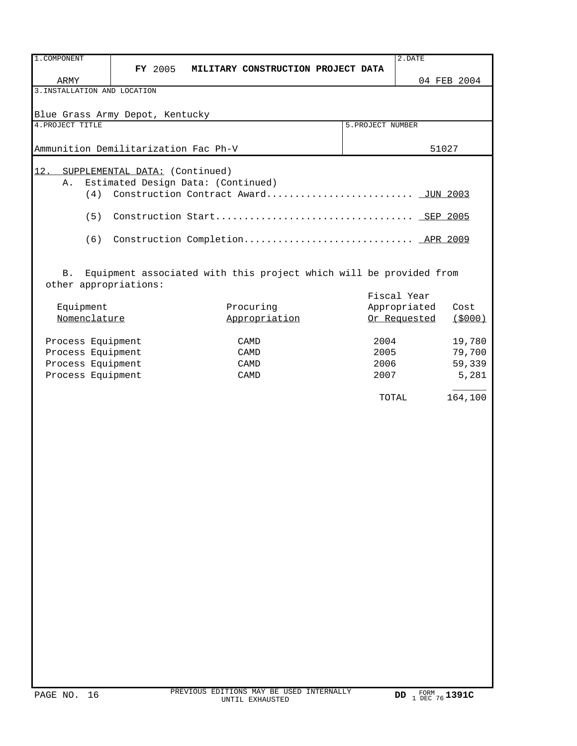| 1. COMPONENT<br>ARMY | FY 2005 MILITARY CONSTRUCTION PROJECT DATA | 2. DATE<br>04 FEB 2004 |
|---|---|---|
| 3. INSTALLATION AND LOCATION<br>Blue Grass Army Depot, Kentucky | | |
| 4. PROJECT TITLE<br>Ammunition Demilitarization Fac Ph-V | | 5. PROJECT NUMBER<br>51027 |

12. SUPPLEMENTAL DATA: (Continued)

A. Estimated Design Data: (Continued)

(4) Construction Contract Award.......................... JUN 2003

(5) Construction Start.................................. SEP 2005

(6) Construction Completion............................. APR 2009

B. Equipment associated with this project which will be provided from other appropriations:

| Equipment Nomenclature | Procuring Appropriation | Fiscal Year Appropriated Or Requested | Cost ($000) |
|---|---|---|---|
| Process Equipment | CAMD | 2004 | 19,780 |
| Process Equipment | CAMD | 2005 | 79,700 |
| Process Equipment | CAMD | 2006 | 59,339 |
| Process Equipment | CAMD | 2007 | 5,281 |
| | | TOTAL | 164,100 |

PREVIOUS EDITIONS MAY BE USED INTERNALLY UNTIL EXHAUSTED

DD FORM 1 DEC 76 1391C